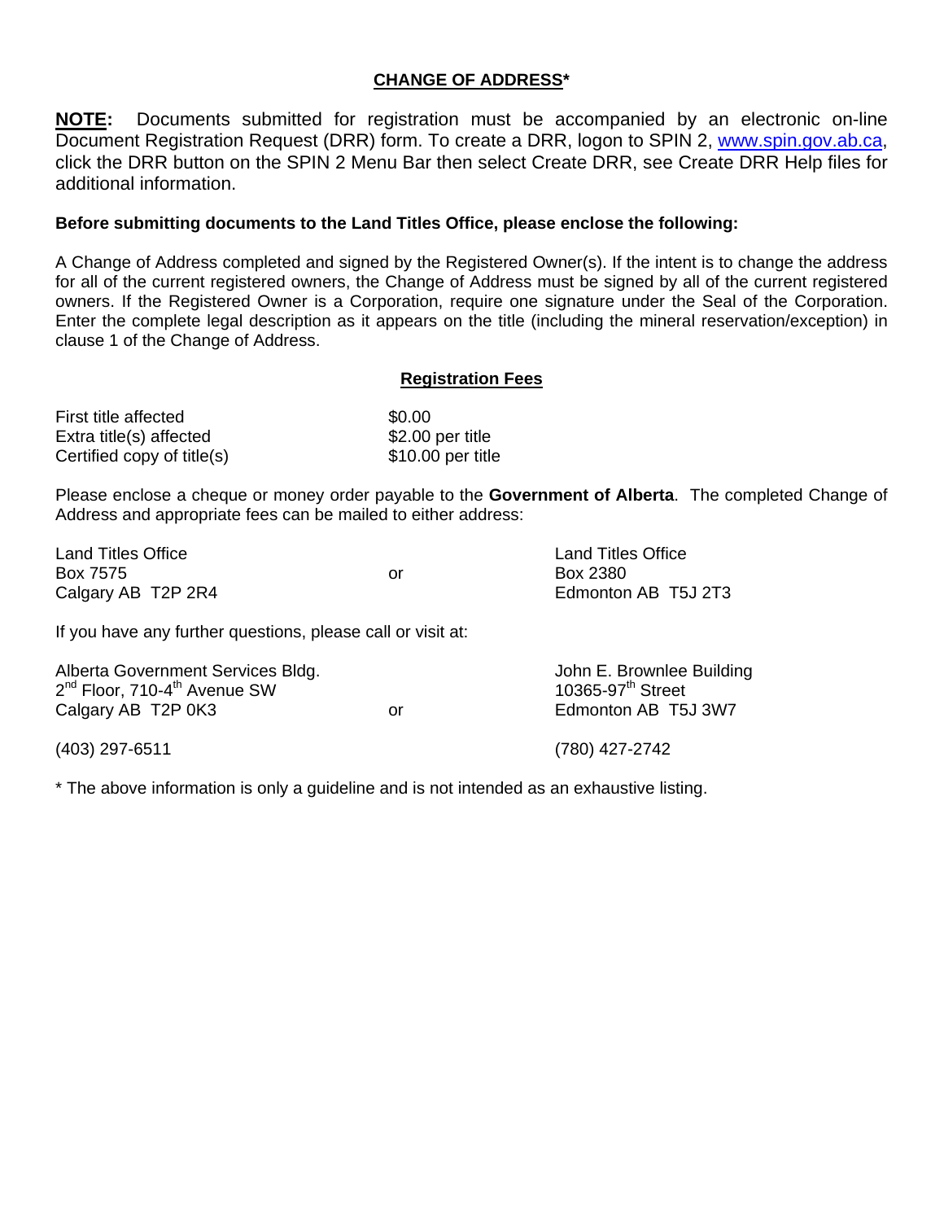# **CHANGE OF ADDRESS***

**NOTE:** Documents submitted for registration must be accompanied by an electronic on-line Document Registration Request (DRR) form. To create a DRR, logon to SPIN 2, www.spin.gov.ab.ca, click the DRR button on the SPIN 2 Menu Bar then select Create DRR, see Create DRR Help files for additional information.

**Before submitting documents to the Land Titles Office, please enclose the following:**

A Change of Address completed and signed by the Registered Owner(s). If the intent is to change the address for all of the current registered owners, the Change of Address must be signed by all of the current registered owners. If the Registered Owner is a Corporation, require one signature under the Seal of the Corporation. Enter the complete legal description as it appears on the title (including the mineral reservation/exception) in clause 1 of the Change of Address.

## Registration Fees

| | |
|---|---|
| First title affected | $0.00 |
| Extra title(s) affected | $2.00 per title |
| Certified copy of title(s) | $10.00 per title |

Please enclose a cheque or money order payable to the **Government of Alberta**. The completed Change of Address and appropriate fees can be mailed to either address:

Land Titles Office
Box 7575
Calgary AB T2P 2R4

or

Land Titles Office
Box 2380
Edmonton AB T5J 2T3

If you have any further questions, please call or visit at:

Alberta Government Services Bldg.
2nd Floor, 710-4th Avenue SW
Calgary AB T2P 0K3
(403) 297-6511

or

John E. Brownlee Building
10365-97th Street
Edmonton AB T5J 3W7
(780) 427-2742

* The above information is only a guideline and is not intended as an exhaustive listing.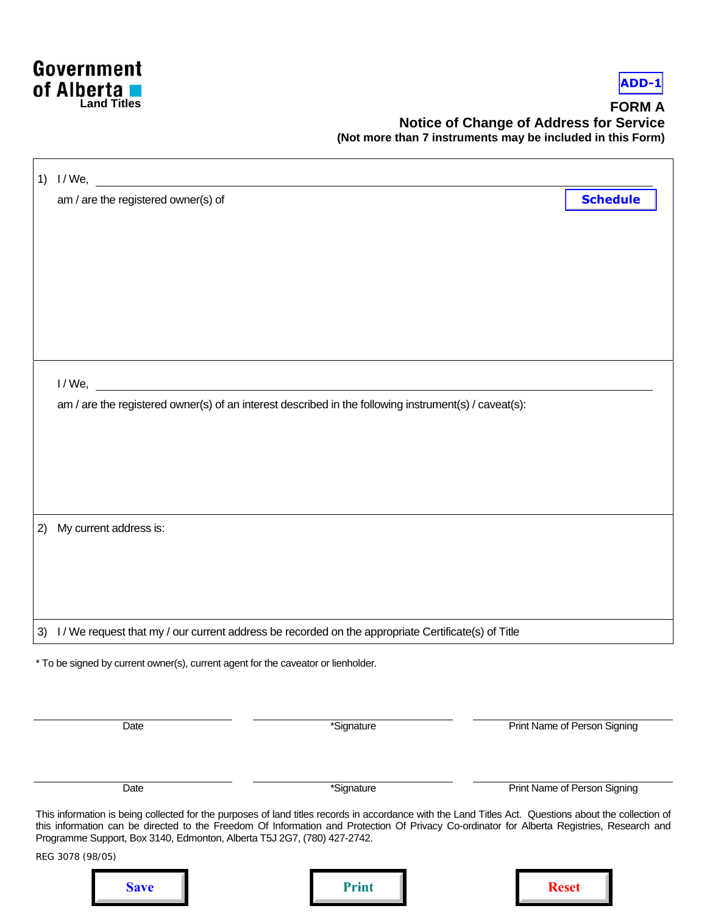Government of Alberta
Land Titles

ADD-1

# FORM A

## Notice of Change of Address for Service

**(Not more than 7 instruments may be included in this Form)**

1) I / We, ______________________________

am / are the registered owner(s) of

Schedule

I / We, ______________________________

am / are the registered owner(s) of an interest described in the following instrument(s) / caveat(s):

2) My current address is:

3) I / We request that my / our current address be recorded on the appropriate Certificate(s) of Title

\* To be signed by current owner(s), current agent for the caveator or lienholder.

| Date | *Signature | Print Name of Person Signing |
|---|---|---|
| | | |

| Date | *Signature | Print Name of Person Signing |
|---|---|---|
| | | |

This information is being collected for the purposes of land titles records in accordance with the Land Titles Act. Questions about the collection of this information can be directed to the Freedom Of Information and Protection Of Privacy Co-ordinator for Alberta Registries, Research and Programme Support, Box 3140, Edmonton, Alberta T5J 2G7, (780) 427-2742.

REG 3078 (98/05)

Save Print Reset